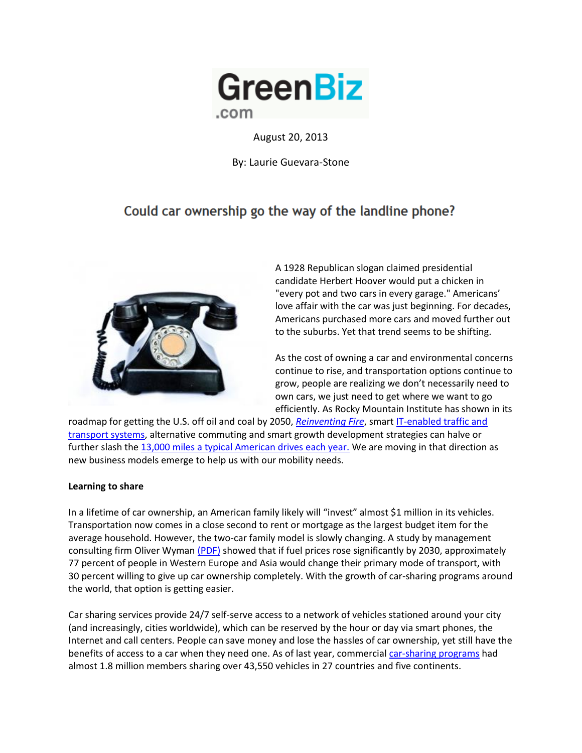GreenBiz.com

August 20, 2013

By: Laurie Guevara-Stone

# Could car ownership go the way of the landline phone?

A 1928 Republican slogan claimed presidential candidate Herbert Hoover would put a chicken in "every pot and two cars in every garage." Americans' love affair with the car was just beginning. For decades, Americans purchased more cars and moved further out to the suburbs. Yet that trend seems to be shifting.

As the cost of owning a car and environmental concerns continue to rise, and transportation options continue to grow, people are realizing we don't necessarily need to own cars, we just need to get where we want to go efficiently. As Rocky Mountain Institute has shown in its roadmap for getting the U.S. off oil and coal by 2050, *Reinventing Fire*, smart IT-enabled traffic and transport systems, alternative commuting and smart growth development strategies can halve or further slash the 13,000 miles a typical American drives each year. We are moving in that direction as new business models emerge to help us with our mobility needs.

**Learning to share**

In a lifetime of car ownership, an American family likely will "invest" almost $1 million in its vehicles. Transportation now comes in a close second to rent or mortgage as the largest budget item for the average household. However, the two-car family model is slowly changing. A study by management consulting firm Oliver Wyman (PDF) showed that if fuel prices rose significantly by 2030, approximately 77 percent of people in Western Europe and Asia would change their primary mode of transport, with 30 percent willing to give up car ownership completely. With the growth of car-sharing programs around the world, that option is getting easier.

Car sharing services provide 24/7 self-serve access to a network of vehicles stationed around your city (and increasingly, cities worldwide), which can be reserved by the hour or day via smart phones, the Internet and call centers. People can save money and lose the hassles of car ownership, yet still have the benefits of access to a car when they need one. As of last year, commercial car-sharing programs had almost 1.8 million members sharing over 43,550 vehicles in 27 countries and five continents.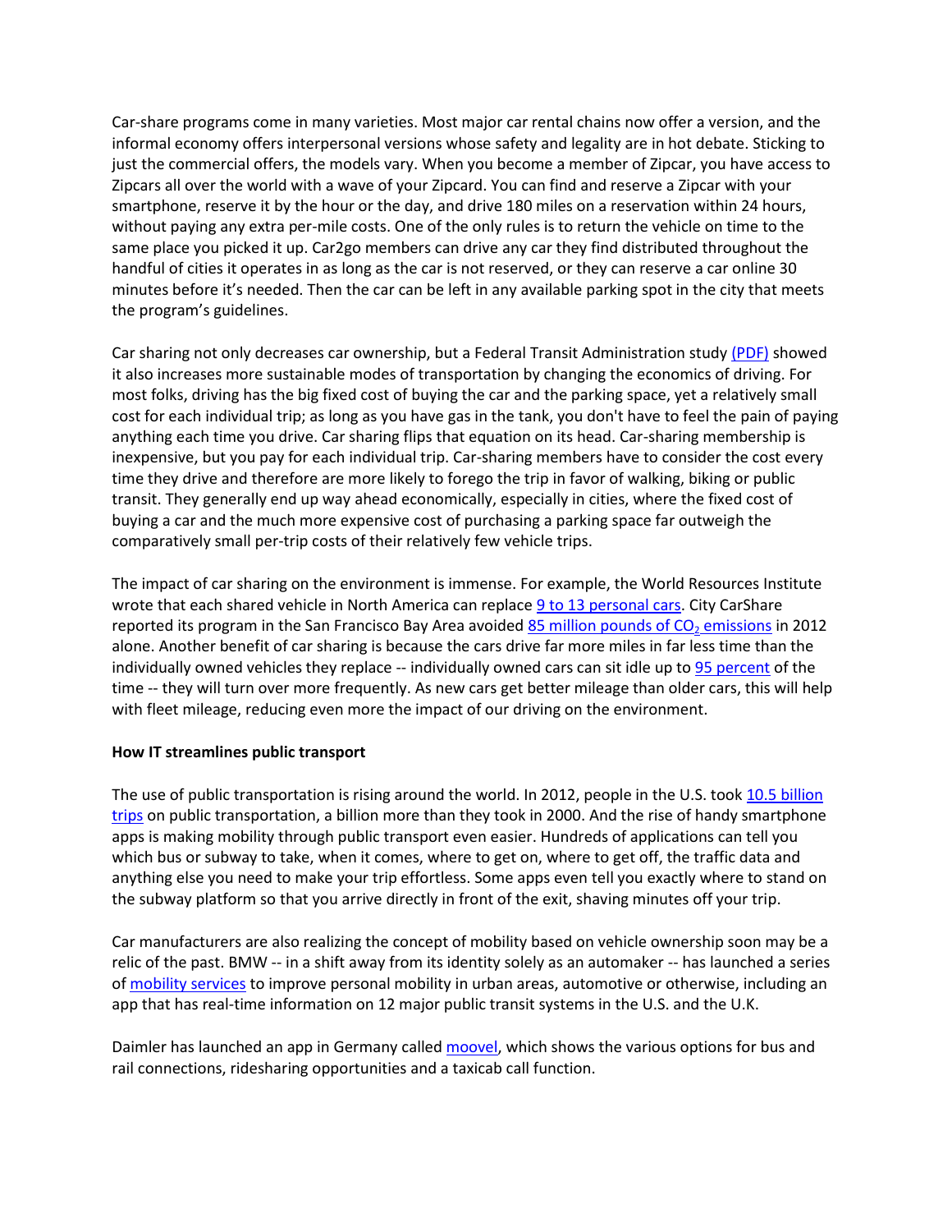Car-share programs come in many varieties. Most major car rental chains now offer a version, and the informal economy offers interpersonal versions whose safety and legality are in hot debate. Sticking to just the commercial offers, the models vary. When you become a member of Zipcar, you have access to Zipcars all over the world with a wave of your Zipcard. You can find and reserve a Zipcar with your smartphone, reserve it by the hour or the day, and drive 180 miles on a reservation within 24 hours, without paying any extra per-mile costs. One of the only rules is to return the vehicle on time to the same place you picked it up. Car2go members can drive any car they find distributed throughout the handful of cities it operates in as long as the car is not reserved, or they can reserve a car online 30 minutes before it's needed. Then the car can be left in any available parking spot in the city that meets the program's guidelines.

Car sharing not only decreases car ownership, but a Federal Transit Administration study (PDF) showed it also increases more sustainable modes of transportation by changing the economics of driving. For most folks, driving has the big fixed cost of buying the car and the parking space, yet a relatively small cost for each individual trip; as long as you have gas in the tank, you don't have to feel the pain of paying anything each time you drive. Car sharing flips that equation on its head. Car-sharing membership is inexpensive, but you pay for each individual trip. Car-sharing members have to consider the cost every time they drive and therefore are more likely to forego the trip in favor of walking, biking or public transit. They generally end up way ahead economically, especially in cities, where the fixed cost of buying a car and the much more expensive cost of purchasing a parking space far outweigh the comparatively small per-trip costs of their relatively few vehicle trips.

The impact of car sharing on the environment is immense. For example, the World Resources Institute wrote that each shared vehicle in North America can replace 9 to 13 personal cars. City CarShare reported its program in the San Francisco Bay Area avoided 85 million pounds of $CO_2$ emissions in 2012 alone. Another benefit of car sharing is because the cars drive far more miles in far less time than the individually owned vehicles they replace -- individually owned cars can sit idle up to 95 percent of the time -- they will turn over more frequently. As new cars get better mileage than older cars, this will help with fleet mileage, reducing even more the impact of our driving on the environment.

**How IT streamlines public transport**

The use of public transportation is rising around the world. In 2012, people in the U.S. took 10.5 billion trips on public transportation, a billion more than they took in 2000. And the rise of handy smartphone apps is making mobility through public transport even easier. Hundreds of applications can tell you which bus or subway to take, when it comes, where to get on, where to get off, the traffic data and anything else you need to make your trip effortless. Some apps even tell you exactly where to stand on the subway platform so that you arrive directly in front of the exit, shaving minutes off your trip.

Car manufacturers are also realizing the concept of mobility based on vehicle ownership soon may be a relic of the past. BMW -- in a shift away from its identity solely as an automaker -- has launched a series of mobility services to improve personal mobility in urban areas, automotive or otherwise, including an app that has real-time information on 12 major public transit systems in the U.S. and the U.K.

Daimler has launched an app in Germany called moovel, which shows the various options for bus and rail connections, ridesharing opportunities and a taxicab call function.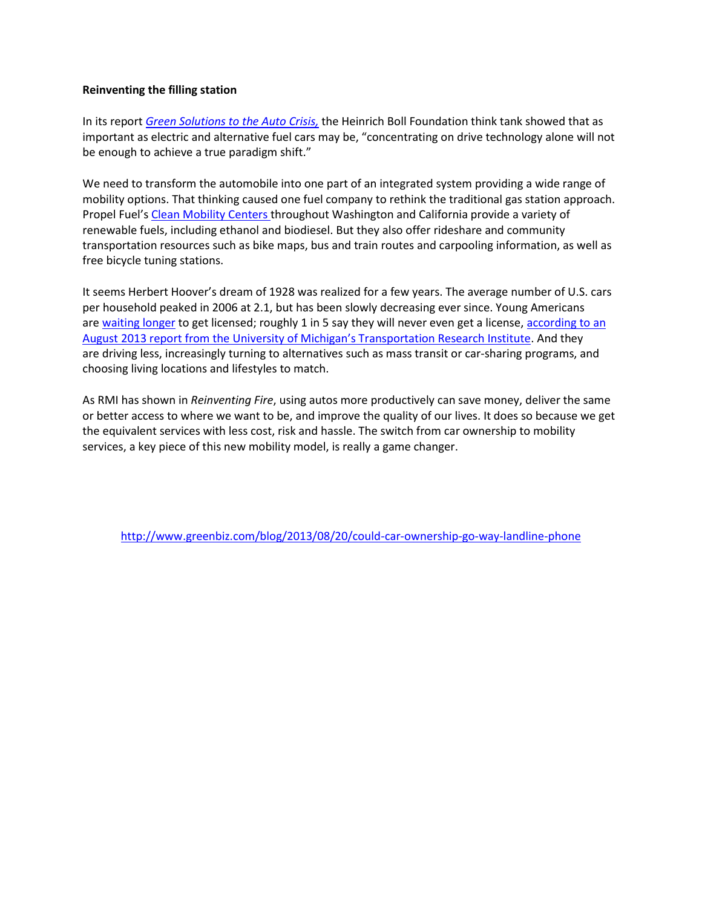**Reinventing the filling station**

In its report *Green Solutions to the Auto Crisis,* the Heinrich Boll Foundation think tank showed that as important as electric and alternative fuel cars may be, "concentrating on drive technology alone will not be enough to achieve a true paradigm shift."

We need to transform the automobile into one part of an integrated system providing a wide range of mobility options. That thinking caused one fuel company to rethink the traditional gas station approach. Propel Fuel's Clean Mobility Centers throughout Washington and California provide a variety of renewable fuels, including ethanol and biodiesel. But they also offer rideshare and community transportation resources such as bike maps, bus and train routes and carpooling information, as well as free bicycle tuning stations.

It seems Herbert Hoover's dream of 1928 was realized for a few years. The average number of U.S. cars per household peaked in 2006 at 2.1, but has been slowly decreasing ever since. Young Americans are waiting longer to get licensed; roughly 1 in 5 say they will never even get a license, according to an August 2013 report from the University of Michigan's Transportation Research Institute. And they are driving less, increasingly turning to alternatives such as mass transit or car-sharing programs, and choosing living locations and lifestyles to match.

As RMI has shown in *Reinventing Fire*, using autos more productively can save money, deliver the same or better access to where we want to be, and improve the quality of our lives. It does so because we get the equivalent services with less cost, risk and hassle. The switch from car ownership to mobility services, a key piece of this new mobility model, is really a game changer.

http://www.greenbiz.com/blog/2013/08/20/could-car-ownership-go-way-landline-phone